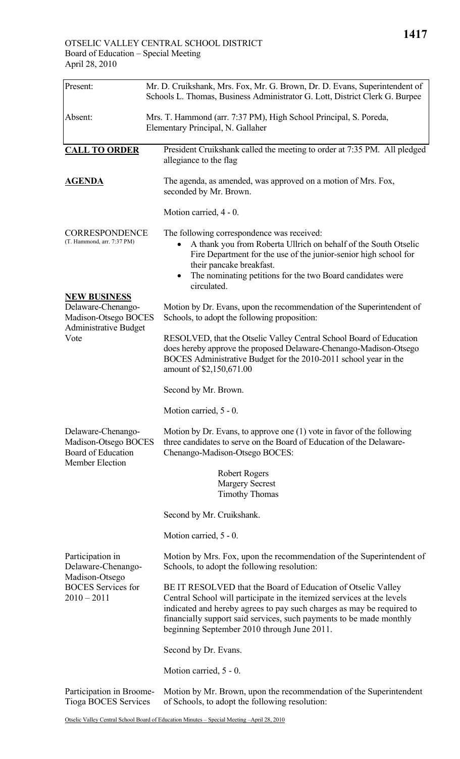OTSELIC VALLEY CENTRAL SCHOOL DISTRICT
Board of Education – Special Meeting
April 28, 2010

| | |
|---|---|
| Present: | Mr. D. Cruikshank, Mrs. Fox, Mr. G. Brown, Dr. D. Evans, Superintendent of Schools L. Thomas, Business Administrator G. Lott, District Clerk G. Burpee |
| Absent: | Mrs. T. Hammond (arr. 7:37 PM), High School Principal, S. Poreda, Elementary Principal, N. Gallaher |

**CALL TO ORDER**

President Cruikshank called the meeting to order at 7:35 PM. All pledged allegiance to the flag

**AGENDA**

The agenda, as amended, was approved on a motion of Mrs. Fox, seconded by Mr. Brown.

Motion carried, 4 - 0.

CORRESPONDENCE
(T. Hammond, arr. 7:37 PM)

The following correspondence was received:

- A thank you from Roberta Ullrich on behalf of the South Otselic Fire Department for the use of the junior-senior high school for their pancake breakfast.
- The nominating petitions for the two Board candidates were circulated.

**NEW BUSINESS**

Delaware-Chenango-Madison-Otsego BOCES Administrative Budget Vote

Motion by Dr. Evans, upon the recommendation of the Superintendent of Schools, to adopt the following proposition:

RESOLVED, that the Otselic Valley Central School Board of Education does hereby approve the proposed Delaware-Chenango-Madison-Otsego BOCES Administrative Budget for the 2010-2011 school year in the amount of $2,150,671.00

Second by Mr. Brown.

Motion carried, 5 - 0.

Delaware-Chenango-Madison-Otsego BOCES Board of Education Member Election

Motion by Dr. Evans, to approve one (1) vote in favor of the following three candidates to serve on the Board of Education of the Delaware-Chenango-Madison-Otsego BOCES:

Robert Rogers
Margery Secrest
Timothy Thomas

Second by Mr. Cruikshank.

Motion carried, 5 - 0.

Participation in Delaware-Chenango-Madison-Otsego BOCES Services for 2010 – 2011

Motion by Mrs. Fox, upon the recommendation of the Superintendent of Schools, to adopt the following resolution:

BE IT RESOLVED that the Board of Education of Otselic Valley Central School will participate in the itemized services at the levels indicated and hereby agrees to pay such charges as may be required to financially support said services, such payments to be made monthly beginning September 2010 through June 2011.

Second by Dr. Evans.

Motion carried, 5 - 0.

Participation in Broome-Tioga BOCES Services

Motion by Mr. Brown, upon the recommendation of the Superintendent of Schools, to adopt the following resolution: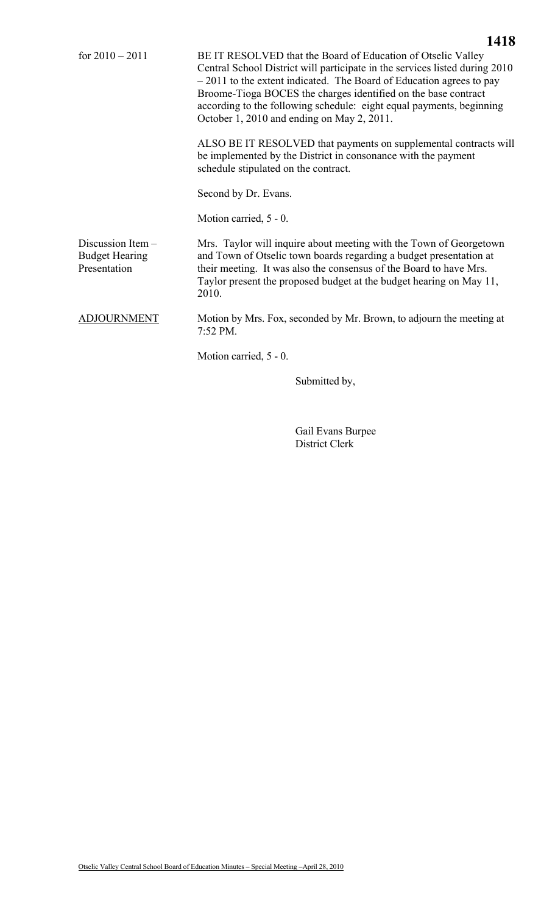for 2010 – 2011

BE IT RESOLVED that the Board of Education of Otselic Valley Central School District will participate in the services listed during 2010 – 2011 to the extent indicated. The Board of Education agrees to pay Broome-Tioga BOCES the charges identified on the base contract according to the following schedule: eight equal payments, beginning October 1, 2010 and ending on May 2, 2011.

ALSO BE IT RESOLVED that payments on supplemental contracts will be implemented by the District in consonance with the payment schedule stipulated on the contract.

Second by Dr. Evans.

Motion carried, 5 - 0.

Discussion Item – Budget Hearing Presentation

Mrs. Taylor will inquire about meeting with the Town of Georgetown and Town of Otselic town boards regarding a budget presentation at their meeting. It was also the consensus of the Board to have Mrs. Taylor present the proposed budget at the budget hearing on May 11, 2010.

ADJOURNMENT

Motion by Mrs. Fox, seconded by Mr. Brown, to adjourn the meeting at 7:52 PM.

Motion carried, 5 - 0.

Submitted by,

Gail Evans Burpee
District Clerk